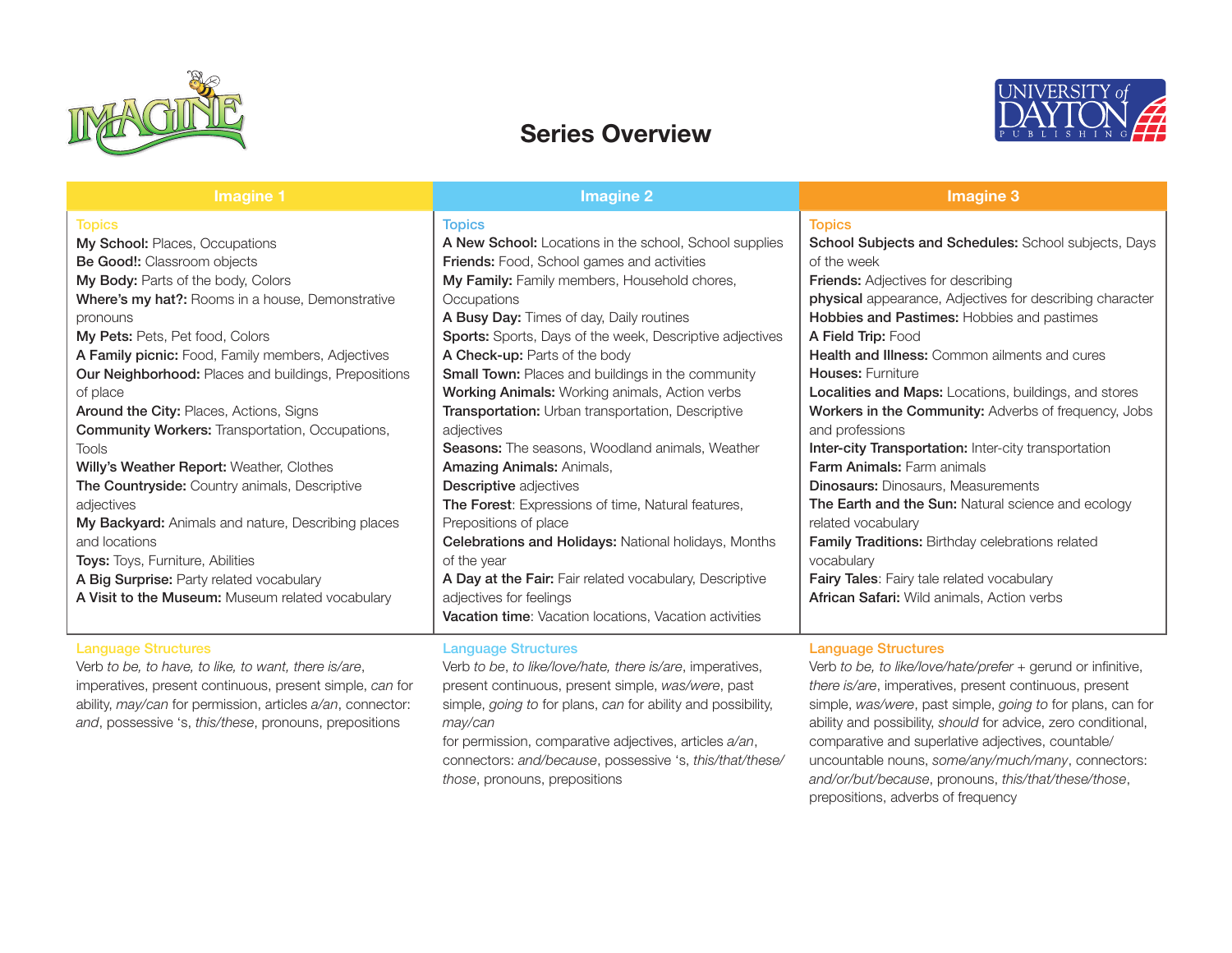# Series Overview

| Imagine 1 | Imagine 2 | Imagine 3 |
|---|---|---|
| Topics<br>**My School:** Places, Occupations<br>**Be Good!:** Classroom objects<br>**My Body:** Parts of the body, Colors<br>**Where's my hat?:** Rooms in a house, Demonstrative pronouns<br>**My Pets:** Pets, Pet food, Colors<br>**A Family picnic:** Food, Family members, Adjectives<br>**Our Neighborhood:** Places and buildings, Prepositions of place<br>**Around the City:** Places, Actions, Signs<br>**Community Workers:** Transportation, Occupations, Tools<br>**Willy's Weather Report:** Weather, Clothes<br>**The Countryside:** Country animals, Descriptive adjectives<br>**My Backyard:** Animals and nature, Describing places and locations<br>**Toys:** Toys, Furniture, Abilities<br>**A Big Surprise:** Party related vocabulary<br>**A Visit to the Museum:** Museum related vocabulary | Topics<br>**A New School:** Locations in the school, School supplies<br>**Friends:** Food, School games and activities<br>**My Family:** Family members, Household chores, Occupations<br>**A Busy Day:** Times of day, Daily routines<br>**Sports:** Sports, Days of the week, Descriptive adjectives<br>**A Check-up:** Parts of the body<br>**Small Town:** Places and buildings in the community<br>**Working Animals:** Working animals, Action verbs<br>**Transportation:** Urban transportation, Descriptive adjectives<br>**Seasons:** The seasons, Woodland animals, Weather<br>**Amazing Animals:** Animals,<br>**Descriptive** adjectives<br>**The Forest**: Expressions of time, Natural features, Prepositions of place<br>**Celebrations and Holidays:** National holidays, Months of the year<br>**A Day at the Fair:** Fair related vocabulary, Descriptive adjectives for feelings<br>**Vacation time**: Vacation locations, Vacation activities | Topics<br>**School Subjects and Schedules:** School subjects, Days of the week<br>**Friends:** Adjectives for describing<br>**physical** appearance, Adjectives for describing character<br>**Hobbies and Pastimes:** Hobbies and pastimes<br>**A Field Trip:** Food<br>**Health and Illness:** Common ailments and cures<br>**Houses:** Furniture<br>**Localities and Maps:** Locations, buildings, and stores<br>**Workers in the Community:** Adverbs of frequency, Jobs and professions<br>**Inter-city Transportation:** Inter-city transportation<br>**Farm Animals:** Farm animals<br>**Dinosaurs:** Dinosaurs, Measurements<br>**The Earth and the Sun:** Natural science and ecology related vocabulary<br>**Family Traditions:** Birthday celebrations related vocabulary<br>**Fairy Tales**: Fairy tale related vocabulary<br>**African Safari:** Wild animals, Action verbs |
| Language Structures<br>Verb *to be, to have, to like, to want, there is/are*, imperatives, present continuous, present simple, *can* for ability, *may/can* for permission, articles *a/an*, connector: *and*, possessive 's, *this/these*, pronouns, prepositions | Language Structures<br>Verb *to be*, *to like/love/hate, there is/are*, imperatives, present continuous, present simple, *was/were*, past simple, *going to* for plans, *can* for ability and possibility, *may/can*<br>for permission, comparative adjectives, articles *a/an*, connectors: *and/because*, possessive 's, *this/that/these/those*, pronouns, prepositions | Language Structures<br>Verb *to be, to like/love/hate/prefer* + gerund or infinitive, *there is/are*, imperatives, present continuous, present simple, *was/were*, past simple, *going to* for plans, can for ability and possibility, *should* for advice, zero conditional, comparative and superlative adjectives, countable/uncountable nouns, *some/any/much/many*, connectors: *and/or/but/because*, pronouns, *this/that/these/those*, prepositions, adverbs of frequency |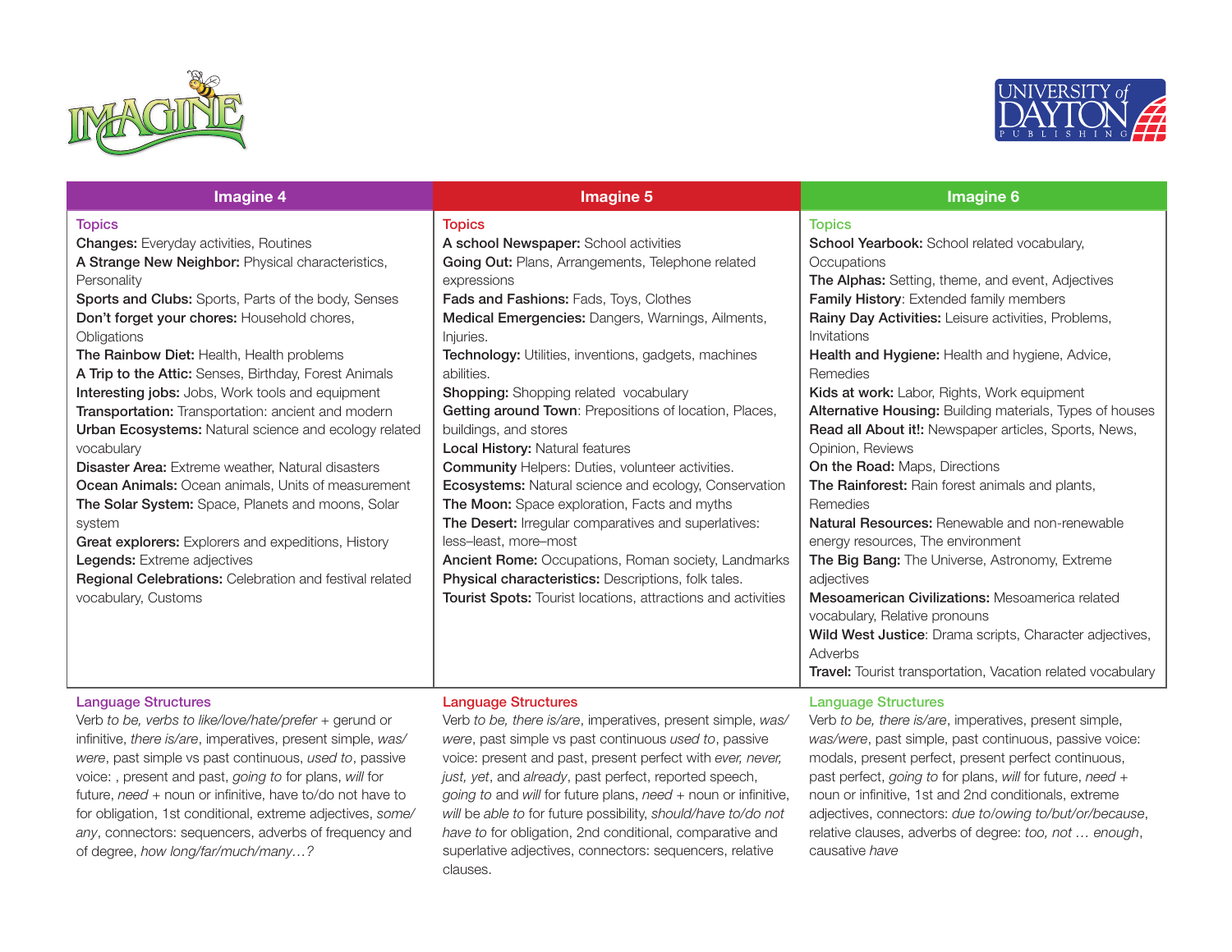| Imagine 4 | Imagine 5 | Imagine 6 |
|---|---|---|
| Topics<br>**Changes:** Everyday activities, Routines<br>**A Strange New Neighbor:** Physical characteristics, Personality<br>**Sports and Clubs:** Sports, Parts of the body, Senses<br>**Don't forget your chores:** Household chores, Obligations<br>**The Rainbow Diet:** Health, Health problems<br>**A Trip to the Attic:** Senses, Birthday, Forest Animals<br>**Interesting jobs:** Jobs, Work tools and equipment<br>**Transportation:** Transportation: ancient and modern<br>**Urban Ecosystems:** Natural science and ecology related vocabulary<br>**Disaster Area:** Extreme weather, Natural disasters<br>**Ocean Animals:** Ocean animals, Units of measurement<br>**The Solar System:** Space, Planets and moons, Solar system<br>**Great explorers:** Explorers and expeditions, History<br>**Legends:** Extreme adjectives<br>**Regional Celebrations:** Celebration and festival related vocabulary, Customs | Topics<br>**A school Newspaper:** School activities<br>**Going Out:** Plans, Arrangements, Telephone related expressions<br>**Fads and Fashions:** Fads, Toys, Clothes<br>**Medical Emergencies:** Dangers, Warnings, Ailments, Injuries.<br>**Technology:** Utilities, inventions, gadgets, machines abilities.<br>**Shopping:** Shopping related vocabulary<br>**Getting around Town**: Prepositions of location, Places, buildings, and stores<br>**Local History:** Natural features<br>**Community** Helpers: Duties, volunteer activities.<br>**Ecosystems:** Natural science and ecology, Conservation<br>**The Moon:** Space exploration, Facts and myths<br>**The Desert:** Irregular comparatives and superlatives: less–least, more–most<br>**Ancient Rome:** Occupations, Roman society, Landmarks<br>**Physical characteristics:** Descriptions, folk tales.<br>**Tourist Spots:** Tourist locations, attractions and activities | Topics<br>**School Yearbook:** School related vocabulary, Occupations<br>**The Alphas:** Setting, theme, and event, Adjectives<br>**Family History**: Extended family members<br>**Rainy Day Activities:** Leisure activities, Problems, Invitations<br>**Health and Hygiene:** Health and hygiene, Advice, Remedies<br>**Kids at work:** Labor, Rights, Work equipment<br>**Alternative Housing:** Building materials, Types of houses<br>**Read all About it!:** Newspaper articles, Sports, News, Opinion, Reviews<br>**On the Road:** Maps, Directions<br>**The Rainforest:** Rain forest animals and plants, Remedies<br>**Natural Resources:** Renewable and non-renewable energy resources, The environment<br>**The Big Bang:** The Universe, Astronomy, Extreme adjectives<br>**Mesoamerican Civilizations:** Mesoamerica related vocabulary, Relative pronouns<br>**Wild West Justice**: Drama scripts, Character adjectives, Adverbs<br>**Travel:** Tourist transportation, Vacation related vocabulary |
| Language Structures<br>Verb *to be, verbs to like/love/hate/prefer* + gerund or infinitive, *there is/are*, imperatives, present simple, *was/ were*, past simple vs past continuous, *used to*, passive voice: , present and past, *going to* for plans, *will* for future, *need* + noun or infinitive, have to/do not have to for obligation, 1st conditional, extreme adjectives, *some/ any*, connectors: sequencers, adverbs of frequency and of degree, *how long/far/much/many…?* | Language Structures<br>Verb *to be, there is/are*, imperatives, present simple, *was/ were*, past simple vs past continuous *used to*, passive voice: present and past, present perfect with *ever, never, just, yet*, and *already*, past perfect, reported speech, *going to* and *will* for future plans, *need* + noun or infinitive, *will* be *able to* for future possibility, *should/have to/do not have to* for obligation, 2nd conditional, comparative and superlative adjectives, connectors: sequencers, relative clauses. | Language Structures<br>Verb *to be, there is/are*, imperatives, present simple, *was/were*, past simple, past continuous, passive voice: modals, present perfect, present perfect continuous, past perfect, *going to* for plans, *will* for future, *need* + noun or infinitive, 1st and 2nd conditionals, extreme adjectives, connectors: *due to/owing to/but/or/because*, relative clauses, adverbs of degree: *too, not … enough*, causative *have* |